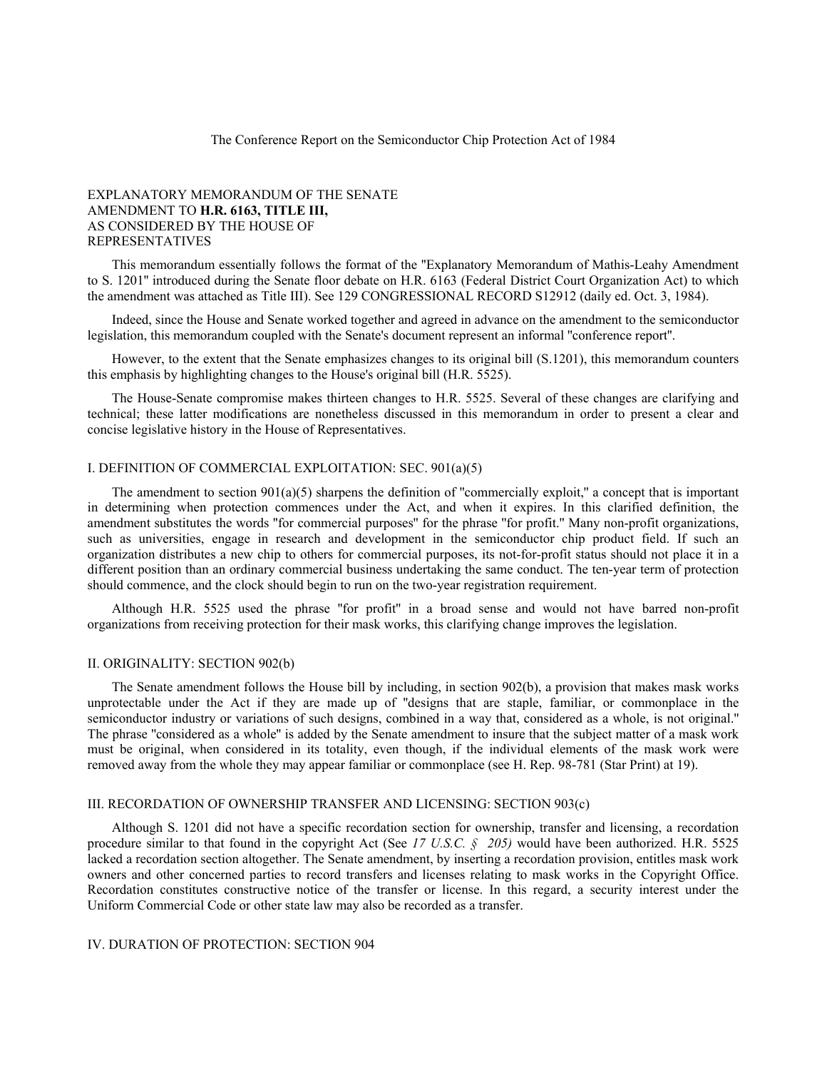The Conference Report on the Semiconductor Chip Protection Act of 1984

## EXPLANATORY MEMORANDUM OF THE SENATE AMENDMENT TO **H.R. 6163, TITLE III,** AS CONSIDERED BY THE HOUSE OF REPRESENTATIVES

This memorandum essentially follows the format of the "Explanatory Memorandum of Mathis-Leahy Amendment to S. 1201" introduced during the Senate floor debate on H.R. 6163 (Federal District Court Organization Act) to which the amendment was attached as Title III). See 129 CONGRESSIONAL RECORD S12912 (daily ed. Oct. 3, 1984).

Indeed, since the House and Senate worked together and agreed in advance on the amendment to the semiconductor legislation, this memorandum coupled with the Senate's document represent an informal "conference report".

However, to the extent that the Senate emphasizes changes to its original bill (S.1201), this memorandum counters this emphasis by highlighting changes to the House's original bill (H.R. 5525).

The House-Senate compromise makes thirteen changes to H.R. 5525. Several of these changes are clarifying and technical; these latter modifications are nonetheless discussed in this memorandum in order to present a clear and concise legislative history in the House of Representatives.

### I. DEFINITION OF COMMERCIAL EXPLOITATION: SEC. 901(a)(5)

The amendment to section 901(a)(5) sharpens the definition of "commercially exploit," a concept that is important in determining when protection commences under the Act, and when it expires. In this clarified definition, the amendment substitutes the words "for commercial purposes" for the phrase "for profit." Many non-profit organizations, such as universities, engage in research and development in the semiconductor chip product field. If such an organization distributes a new chip to others for commercial purposes, its not-for-profit status should not place it in a different position than an ordinary commercial business undertaking the same conduct. The ten-year term of protection should commence, and the clock should begin to run on the two-year registration requirement.

Although H.R. 5525 used the phrase "for profit" in a broad sense and would not have barred non-profit organizations from receiving protection for their mask works, this clarifying change improves the legislation.

### II. ORIGINALITY: SECTION 902(b)

The Senate amendment follows the House bill by including, in section 902(b), a provision that makes mask works unprotectable under the Act if they are made up of "designs that are staple, familiar, or commonplace in the semiconductor industry or variations of such designs, combined in a way that, considered as a whole, is not original." The phrase "considered as a whole" is added by the Senate amendment to insure that the subject matter of a mask work must be original, when considered in its totality, even though, if the individual elements of the mask work were removed away from the whole they may appear familiar or commonplace (see H. Rep. 98-781 (Star Print) at 19).

### III. RECORDATION OF OWNERSHIP TRANSFER AND LICENSING: SECTION 903(c)

Although S. 1201 did not have a specific recordation section for ownership, transfer and licensing, a recordation procedure similar to that found in the copyright Act (See *17 U.S.C. § 205)* would have been authorized. H.R. 5525 lacked a recordation section altogether. The Senate amendment, by inserting a recordation provision, entitles mask work owners and other concerned parties to record transfers and licenses relating to mask works in the Copyright Office. Recordation constitutes constructive notice of the transfer or license. In this regard, a security interest under the Uniform Commercial Code or other state law may also be recorded as a transfer.

### IV. DURATION OF PROTECTION: SECTION 904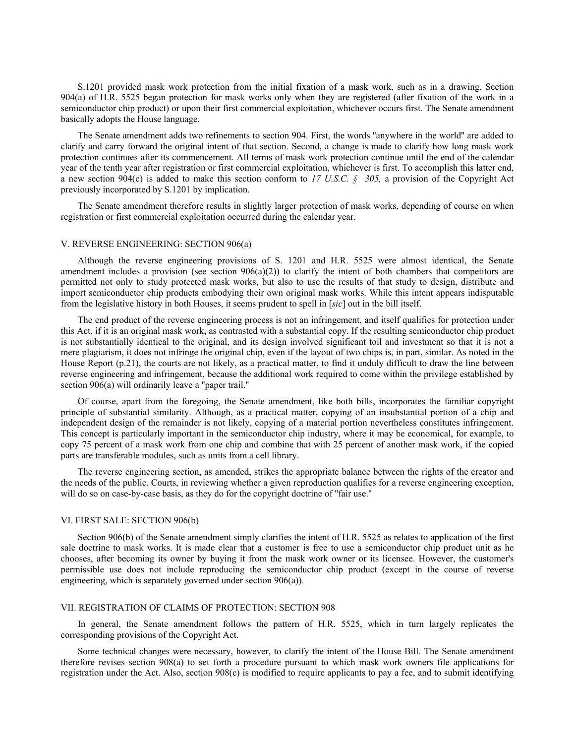S.1201 provided mask work protection from the initial fixation of a mask work, such as in a drawing. Section 904(a) of H.R. 5525 began protection for mask works only when they are registered (after fixation of the work in a semiconductor chip product) or upon their first commercial exploitation, whichever occurs first. The Senate amendment basically adopts the House language.

The Senate amendment adds two refinements to section 904. First, the words "anywhere in the world" are added to clarify and carry forward the original intent of that section. Second, a change is made to clarify how long mask work protection continues after its commencement. All terms of mask work protection continue until the end of the calendar year of the tenth year after registration or first commercial exploitation, whichever is first. To accomplish this latter end, a new section 904(c) is added to make this section conform to *17 U.S.C. § 305,* a provision of the Copyright Act previously incorporated by S.1201 by implication.

The Senate amendment therefore results in slightly larger protection of mask works, depending of course on when registration or first commercial exploitation occurred during the calendar year.

### V. REVERSE ENGINEERING: SECTION 906(a)

Although the reverse engineering provisions of S. 1201 and H.R. 5525 were almost identical, the Senate amendment includes a provision (see section 906(a)(2)) to clarify the intent of both chambers that competitors are permitted not only to study protected mask works, but also to use the results of that study to design, distribute and import semiconductor chip products embodying their own original mask works. While this intent appears indisputable from the legislative history in both Houses, it seems prudent to spell in [*sic*] out in the bill itself.

The end product of the reverse engineering process is not an infringement, and itself qualifies for protection under this Act, if it is an original mask work, as contrasted with a substantial copy. If the resulting semiconductor chip product is not substantially identical to the original, and its design involved significant toil and investment so that it is not a mere plagiarism, it does not infringe the original chip, even if the layout of two chips is, in part, similar. As noted in the House Report (p.21), the courts are not likely, as a practical matter, to find it unduly difficult to draw the line between reverse engineering and infringement, because the additional work required to come within the privilege established by section 906(a) will ordinarily leave a "paper trail."

Of course, apart from the foregoing, the Senate amendment, like both bills, incorporates the familiar copyright principle of substantial similarity. Although, as a practical matter, copying of an insubstantial portion of a chip and independent design of the remainder is not likely, copying of a material portion nevertheless constitutes infringement. This concept is particularly important in the semiconductor chip industry, where it may be economical, for example, to copy 75 percent of a mask work from one chip and combine that with 25 percent of another mask work, if the copied parts are transferable modules, such as units from a cell library.

The reverse engineering section, as amended, strikes the appropriate balance between the rights of the creator and the needs of the public. Courts, in reviewing whether a given reproduction qualifies for a reverse engineering exception, will do so on case-by-case basis, as they do for the copyright doctrine of "fair use."

### VI. FIRST SALE: SECTION 906(b)

Section 906(b) of the Senate amendment simply clarifies the intent of H.R. 5525 as relates to application of the first sale doctrine to mask works. It is made clear that a customer is free to use a semiconductor chip product unit as he chooses, after becoming its owner by buying it from the mask work owner or its licensee. However, the customer's permissible use does not include reproducing the semiconductor chip product (except in the course of reverse engineering, which is separately governed under section 906(a)).

### VII. REGISTRATION OF CLAIMS OF PROTECTION: SECTION 908

In general, the Senate amendment follows the pattern of H.R. 5525, which in turn largely replicates the corresponding provisions of the Copyright Act.

Some technical changes were necessary, however, to clarify the intent of the House Bill. The Senate amendment therefore revises section 908(a) to set forth a procedure pursuant to which mask work owners file applications for registration under the Act. Also, section 908(c) is modified to require applicants to pay a fee, and to submit identifying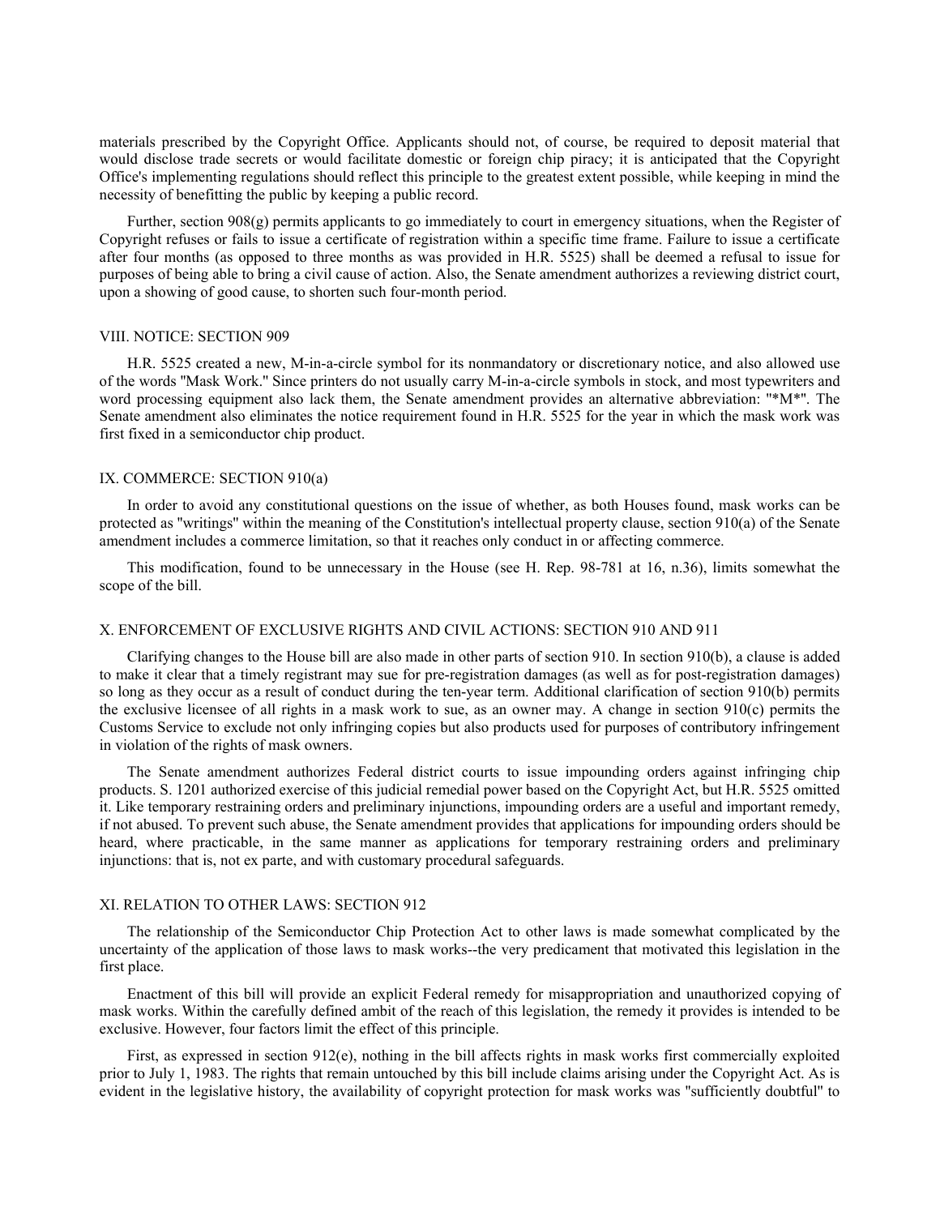materials prescribed by the Copyright Office. Applicants should not, of course, be required to deposit material that would disclose trade secrets or would facilitate domestic or foreign chip piracy; it is anticipated that the Copyright Office's implementing regulations should reflect this principle to the greatest extent possible, while keeping in mind the necessity of benefitting the public by keeping a public record.

Further, section 908(g) permits applicants to go immediately to court in emergency situations, when the Register of Copyright refuses or fails to issue a certificate of registration within a specific time frame. Failure to issue a certificate after four months (as opposed to three months as was provided in H.R. 5525) shall be deemed a refusal to issue for purposes of being able to bring a civil cause of action. Also, the Senate amendment authorizes a reviewing district court, upon a showing of good cause, to shorten such four-month period.

## VIII. NOTICE: SECTION 909

H.R. 5525 created a new, M-in-a-circle symbol for its nonmandatory or discretionary notice, and also allowed use of the words "Mask Work." Since printers do not usually carry M-in-a-circle symbols in stock, and most typewriters and word processing equipment also lack them, the Senate amendment provides an alternative abbreviation: "*M*". The Senate amendment also eliminates the notice requirement found in H.R. 5525 for the year in which the mask work was first fixed in a semiconductor chip product.

## IX. COMMERCE: SECTION 910(a)

In order to avoid any constitutional questions on the issue of whether, as both Houses found, mask works can be protected as "writings" within the meaning of the Constitution's intellectual property clause, section 910(a) of the Senate amendment includes a commerce limitation, so that it reaches only conduct in or affecting commerce.

This modification, found to be unnecessary in the House (see H. Rep. 98-781 at 16, n.36), limits somewhat the scope of the bill.

## X. ENFORCEMENT OF EXCLUSIVE RIGHTS AND CIVIL ACTIONS: SECTION 910 AND 911

Clarifying changes to the House bill are also made in other parts of section 910. In section 910(b), a clause is added to make it clear that a timely registrant may sue for pre-registration damages (as well as for post-registration damages) so long as they occur as a result of conduct during the ten-year term. Additional clarification of section 910(b) permits the exclusive licensee of all rights in a mask work to sue, as an owner may. A change in section 910(c) permits the Customs Service to exclude not only infringing copies but also products used for purposes of contributory infringement in violation of the rights of mask owners.

The Senate amendment authorizes Federal district courts to issue impounding orders against infringing chip products. S. 1201 authorized exercise of this judicial remedial power based on the Copyright Act, but H.R. 5525 omitted it. Like temporary restraining orders and preliminary injunctions, impounding orders are a useful and important remedy, if not abused. To prevent such abuse, the Senate amendment provides that applications for impounding orders should be heard, where practicable, in the same manner as applications for temporary restraining orders and preliminary injunctions: that is, not ex parte, and with customary procedural safeguards.

## XI. RELATION TO OTHER LAWS: SECTION 912

The relationship of the Semiconductor Chip Protection Act to other laws is made somewhat complicated by the uncertainty of the application of those laws to mask works--the very predicament that motivated this legislation in the first place.

Enactment of this bill will provide an explicit Federal remedy for misappropriation and unauthorized copying of mask works. Within the carefully defined ambit of the reach of this legislation, the remedy it provides is intended to be exclusive. However, four factors limit the effect of this principle.

First, as expressed in section 912(e), nothing in the bill affects rights in mask works first commercially exploited prior to July 1, 1983. The rights that remain untouched by this bill include claims arising under the Copyright Act. As is evident in the legislative history, the availability of copyright protection for mask works was "sufficiently doubtful" to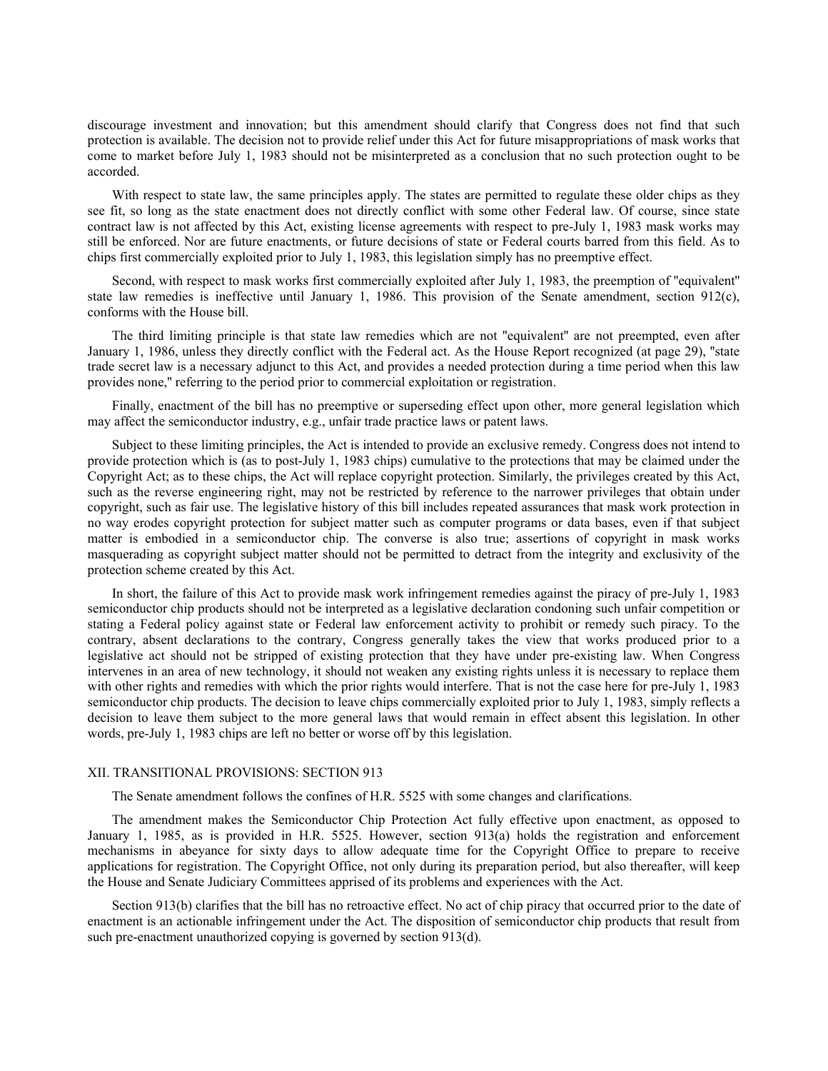discourage investment and innovation; but this amendment should clarify that Congress does not find that such protection is available. The decision not to provide relief under this Act for future misappropriations of mask works that come to market before July 1, 1983 should not be misinterpreted as a conclusion that no such protection ought to be accorded.

With respect to state law, the same principles apply. The states are permitted to regulate these older chips as they see fit, so long as the state enactment does not directly conflict with some other Federal law. Of course, since state contract law is not affected by this Act, existing license agreements with respect to pre-July 1, 1983 mask works may still be enforced. Nor are future enactments, or future decisions of state or Federal courts barred from this field. As to chips first commercially exploited prior to July 1, 1983, this legislation simply has no preemptive effect.

Second, with respect to mask works first commercially exploited after July 1, 1983, the preemption of "equivalent" state law remedies is ineffective until January 1, 1986. This provision of the Senate amendment, section 912(c), conforms with the House bill.

The third limiting principle is that state law remedies which are not "equivalent" are not preempted, even after January 1, 1986, unless they directly conflict with the Federal act. As the House Report recognized (at page 29), "state trade secret law is a necessary adjunct to this Act, and provides a needed protection during a time period when this law provides none," referring to the period prior to commercial exploitation or registration.

Finally, enactment of the bill has no preemptive or superseding effect upon other, more general legislation which may affect the semiconductor industry, e.g., unfair trade practice laws or patent laws.

Subject to these limiting principles, the Act is intended to provide an exclusive remedy. Congress does not intend to provide protection which is (as to post-July 1, 1983 chips) cumulative to the protections that may be claimed under the Copyright Act; as to these chips, the Act will replace copyright protection. Similarly, the privileges created by this Act, such as the reverse engineering right, may not be restricted by reference to the narrower privileges that obtain under copyright, such as fair use. The legislative history of this bill includes repeated assurances that mask work protection in no way erodes copyright protection for subject matter such as computer programs or data bases, even if that subject matter is embodied in a semiconductor chip. The converse is also true; assertions of copyright in mask works masquerading as copyright subject matter should not be permitted to detract from the integrity and exclusivity of the protection scheme created by this Act.

In short, the failure of this Act to provide mask work infringement remedies against the piracy of pre-July 1, 1983 semiconductor chip products should not be interpreted as a legislative declaration condoning such unfair competition or stating a Federal policy against state or Federal law enforcement activity to prohibit or remedy such piracy. To the contrary, absent declarations to the contrary, Congress generally takes the view that works produced prior to a legislative act should not be stripped of existing protection that they have under pre-existing law. When Congress intervenes in an area of new technology, it should not weaken any existing rights unless it is necessary to replace them with other rights and remedies with which the prior rights would interfere. That is not the case here for pre-July 1, 1983 semiconductor chip products. The decision to leave chips commercially exploited prior to July 1, 1983, simply reflects a decision to leave them subject to the more general laws that would remain in effect absent this legislation. In other words, pre-July 1, 1983 chips are left no better or worse off by this legislation.

## XII. TRANSITIONAL PROVISIONS: SECTION 913

The Senate amendment follows the confines of H.R. 5525 with some changes and clarifications.

The amendment makes the Semiconductor Chip Protection Act fully effective upon enactment, as opposed to January 1, 1985, as is provided in H.R. 5525. However, section 913(a) holds the registration and enforcement mechanisms in abeyance for sixty days to allow adequate time for the Copyright Office to prepare to receive applications for registration. The Copyright Office, not only during its preparation period, but also thereafter, will keep the House and Senate Judiciary Committees apprised of its problems and experiences with the Act.

Section 913(b) clarifies that the bill has no retroactive effect. No act of chip piracy that occurred prior to the date of enactment is an actionable infringement under the Act. The disposition of semiconductor chip products that result from such pre-enactment unauthorized copying is governed by section 913(d).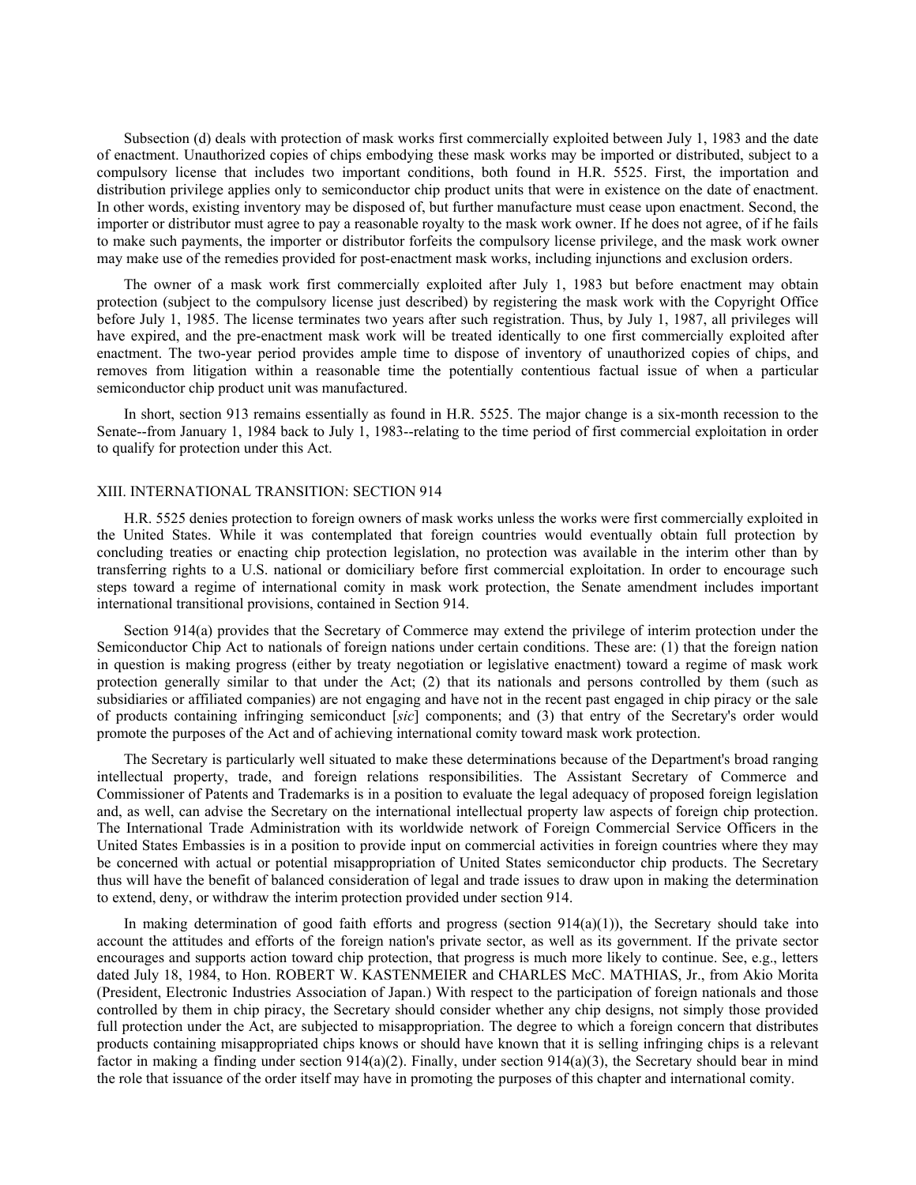Subsection (d) deals with protection of mask works first commercially exploited between July 1, 1983 and the date of enactment. Unauthorized copies of chips embodying these mask works may be imported or distributed, subject to a compulsory license that includes two important conditions, both found in H.R. 5525. First, the importation and distribution privilege applies only to semiconductor chip product units that were in existence on the date of enactment. In other words, existing inventory may be disposed of, but further manufacture must cease upon enactment. Second, the importer or distributor must agree to pay a reasonable royalty to the mask work owner. If he does not agree, of if he fails to make such payments, the importer or distributor forfeits the compulsory license privilege, and the mask work owner may make use of the remedies provided for post-enactment mask works, including injunctions and exclusion orders.

The owner of a mask work first commercially exploited after July 1, 1983 but before enactment may obtain protection (subject to the compulsory license just described) by registering the mask work with the Copyright Office before July 1, 1985. The license terminates two years after such registration. Thus, by July 1, 1987, all privileges will have expired, and the pre-enactment mask work will be treated identically to one first commercially exploited after enactment. The two-year period provides ample time to dispose of inventory of unauthorized copies of chips, and removes from litigation within a reasonable time the potentially contentious factual issue of when a particular semiconductor chip product unit was manufactured.

In short, section 913 remains essentially as found in H.R. 5525. The major change is a six-month recession to the Senate--from January 1, 1984 back to July 1, 1983--relating to the time period of first commercial exploitation in order to qualify for protection under this Act.

## XIII. INTERNATIONAL TRANSITION: SECTION 914

H.R. 5525 denies protection to foreign owners of mask works unless the works were first commercially exploited in the United States. While it was contemplated that foreign countries would eventually obtain full protection by concluding treaties or enacting chip protection legislation, no protection was available in the interim other than by transferring rights to a U.S. national or domiciliary before first commercial exploitation. In order to encourage such steps toward a regime of international comity in mask work protection, the Senate amendment includes important international transitional provisions, contained in Section 914.

Section 914(a) provides that the Secretary of Commerce may extend the privilege of interim protection under the Semiconductor Chip Act to nationals of foreign nations under certain conditions. These are: (1) that the foreign nation in question is making progress (either by treaty negotiation or legislative enactment) toward a regime of mask work protection generally similar to that under the Act; (2) that its nationals and persons controlled by them (such as subsidiaries or affiliated companies) are not engaging and have not in the recent past engaged in chip piracy or the sale of products containing infringing semiconduct [*sic*] components; and (3) that entry of the Secretary's order would promote the purposes of the Act and of achieving international comity toward mask work protection.

The Secretary is particularly well situated to make these determinations because of the Department's broad ranging intellectual property, trade, and foreign relations responsibilities. The Assistant Secretary of Commerce and Commissioner of Patents and Trademarks is in a position to evaluate the legal adequacy of proposed foreign legislation and, as well, can advise the Secretary on the international intellectual property law aspects of foreign chip protection. The International Trade Administration with its worldwide network of Foreign Commercial Service Officers in the United States Embassies is in a position to provide input on commercial activities in foreign countries where they may be concerned with actual or potential misappropriation of United States semiconductor chip products. The Secretary thus will have the benefit of balanced consideration of legal and trade issues to draw upon in making the determination to extend, deny, or withdraw the interim protection provided under section 914.

In making determination of good faith efforts and progress (section 914(a)(1)), the Secretary should take into account the attitudes and efforts of the foreign nation's private sector, as well as its government. If the private sector encourages and supports action toward chip protection, that progress is much more likely to continue. See, e.g., letters dated July 18, 1984, to Hon. ROBERT W. KASTENMEIER and CHARLES McC. MATHIAS, Jr., from Akio Morita (President, Electronic Industries Association of Japan.) With respect to the participation of foreign nationals and those controlled by them in chip piracy, the Secretary should consider whether any chip designs, not simply those provided full protection under the Act, are subjected to misappropriation. The degree to which a foreign concern that distributes products containing misappropriated chips knows or should have known that it is selling infringing chips is a relevant factor in making a finding under section 914(a)(2). Finally, under section 914(a)(3), the Secretary should bear in mind the role that issuance of the order itself may have in promoting the purposes of this chapter and international comity.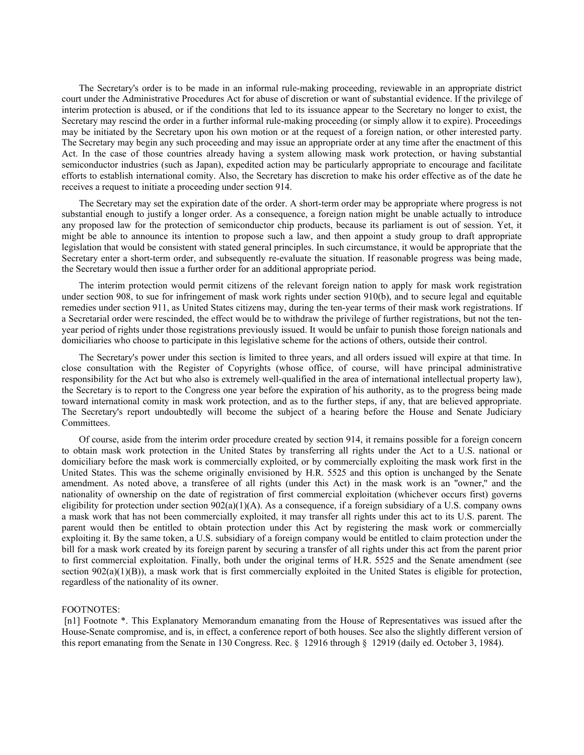The Secretary's order is to be made in an informal rule-making proceeding, reviewable in an appropriate district court under the Administrative Procedures Act for abuse of discretion or want of substantial evidence. If the privilege of interim protection is abused, or if the conditions that led to its issuance appear to the Secretary no longer to exist, the Secretary may rescind the order in a further informal rule-making proceeding (or simply allow it to expire). Proceedings may be initiated by the Secretary upon his own motion or at the request of a foreign nation, or other interested party. The Secretary may begin any such proceeding and may issue an appropriate order at any time after the enactment of this Act. In the case of those countries already having a system allowing mask work protection, or having substantial semiconductor industries (such as Japan), expedited action may be particularly appropriate to encourage and facilitate efforts to establish international comity. Also, the Secretary has discretion to make his order effective as of the date he receives a request to initiate a proceeding under section 914.

The Secretary may set the expiration date of the order. A short-term order may be appropriate where progress is not substantial enough to justify a longer order. As a consequence, a foreign nation might be unable actually to introduce any proposed law for the protection of semiconductor chip products, because its parliament is out of session. Yet, it might be able to announce its intention to propose such a law, and then appoint a study group to draft appropriate legislation that would be consistent with stated general principles. In such circumstance, it would be appropriate that the Secretary enter a short-term order, and subsequently re-evaluate the situation. If reasonable progress was being made, the Secretary would then issue a further order for an additional appropriate period.

The interim protection would permit citizens of the relevant foreign nation to apply for mask work registration under section 908, to sue for infringement of mask work rights under section 910(b), and to secure legal and equitable remedies under section 911, as United States citizens may, during the ten-year terms of their mask work registrations. If a Secretarial order were rescinded, the effect would be to withdraw the privilege of further registrations, but not the ten-year period of rights under those registrations previously issued. It would be unfair to punish those foreign nationals and domiciliaries who choose to participate in this legislative scheme for the actions of others, outside their control.

The Secretary's power under this section is limited to three years, and all orders issued will expire at that time. In close consultation with the Register of Copyrights (whose office, of course, will have principal administrative responsibility for the Act but who also is extremely well-qualified in the area of international intellectual property law), the Secretary is to report to the Congress one year before the expiration of his authority, as to the progress being made toward international comity in mask work protection, and as to the further steps, if any, that are believed appropriate. The Secretary's report undoubtedly will become the subject of a hearing before the House and Senate Judiciary Committees.

Of course, aside from the interim order procedure created by section 914, it remains possible for a foreign concern to obtain mask work protection in the United States by transferring all rights under the Act to a U.S. national or domiciliary before the mask work is commercially exploited, or by commercially exploiting the mask work first in the United States. This was the scheme originally envisioned by H.R. 5525 and this option is unchanged by the Senate amendment. As noted above, a transferee of all rights (under this Act) in the mask work is an "owner," and the nationality of ownership on the date of registration of first commercial exploitation (whichever occurs first) governs eligibility for protection under section 902(a)(1)(A). As a consequence, if a foreign subsidiary of a U.S. company owns a mask work that has not been commercially exploited, it may transfer all rights under this act to its U.S. parent. The parent would then be entitled to obtain protection under this Act by registering the mask work or commercially exploiting it. By the same token, a U.S. subsidiary of a foreign company would be entitled to claim protection under the bill for a mask work created by its foreign parent by securing a transfer of all rights under this act from the parent prior to first commercial exploitation. Finally, both under the original terms of H.R. 5525 and the Senate amendment (see section 902(a)(1)(B)), a mask work that is first commercially exploited in the United States is eligible for protection, regardless of the nationality of its owner.

FOOTNOTES:

[n1] Footnote *. This Explanatory Memorandum emanating from the House of Representatives was issued after the House-Senate compromise, and is, in effect, a conference report of both houses. See also the slightly different version of this report emanating from the Senate in 130 Congress. Rec. § 12916 through § 12919 (daily ed. October 3, 1984).